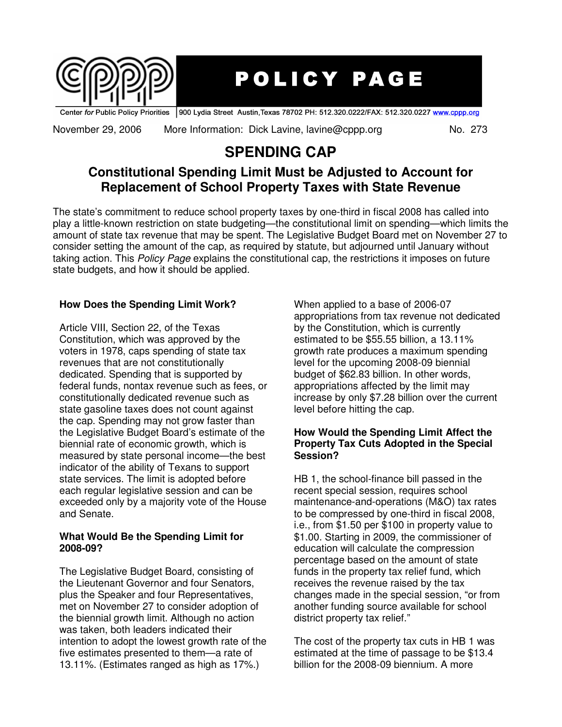**POLICY PAGE**

Center *for* Public Policy Priorities | 900 Lydia Street Austin, Texas 78702 PH: 512.320.0222/FAX: 512.320.0227 www.cppp.org

November 29, 2006 More Information: Dick Lavine, lavine@cppp.org No. 273

# SPENDING CAP

## Constitutional Spending Limit Must be Adjusted to Account for Replacement of School Property Taxes with State Revenue

The state's commitment to reduce school property taxes by one-third in fiscal 2008 has called into play a little-known restriction on state budgeting—the constitutional limit on spending—which limits the amount of state tax revenue that may be spent. The Legislative Budget Board met on November 27 to consider setting the amount of the cap, as required by statute, but adjourned until January without taking action. This *Policy Page* explains the constitutional cap, the restrictions it imposes on future state budgets, and how it should be applied.

### How Does the Spending Limit Work?

Article VIII, Section 22, of the Texas Constitution, which was approved by the voters in 1978, caps spending of state tax revenues that are not constitutionally dedicated. Spending that is supported by federal funds, nontax revenue such as fees, or constitutionally dedicated revenue such as state gasoline taxes does not count against the cap. Spending may not grow faster than the Legislative Budget Board's estimate of the biennial rate of economic growth, which is measured by state personal income—the best indicator of the ability of Texans to support state services. The limit is adopted before each regular legislative session and can be exceeded only by a majority vote of the House and Senate.

### What Would Be the Spending Limit for 2008-09?

The Legislative Budget Board, consisting of the Lieutenant Governor and four Senators, plus the Speaker and four Representatives, met on November 27 to consider adoption of the biennial growth limit. Although no action was taken, both leaders indicated their intention to adopt the lowest growth rate of the five estimates presented to them—a rate of 13.11%. (Estimates ranged as high as 17%.)

When applied to a base of 2006-07 appropriations from tax revenue not dedicated by the Constitution, which is currently estimated to be $55.55 billion, a 13.11% growth rate produces a maximum spending level for the upcoming 2008-09 biennial budget of $62.83 billion. In other words, appropriations affected by the limit may increase by only $7.28 billion over the current level before hitting the cap.

### How Would the Spending Limit Affect the Property Tax Cuts Adopted in the Special Session?

HB 1, the school-finance bill passed in the recent special session, requires school maintenance-and-operations (M&O) tax rates to be compressed by one-third in fiscal 2008, i.e., from $1.50 per $100 in property value to $1.00. Starting in 2009, the commissioner of education will calculate the compression percentage based on the amount of state funds in the property tax relief fund, which receives the revenue raised by the tax changes made in the special session, "or from another funding source available for school district property tax relief."

The cost of the property tax cuts in HB 1 was estimated at the time of passage to be $13.4 billion for the 2008-09 biennium. A more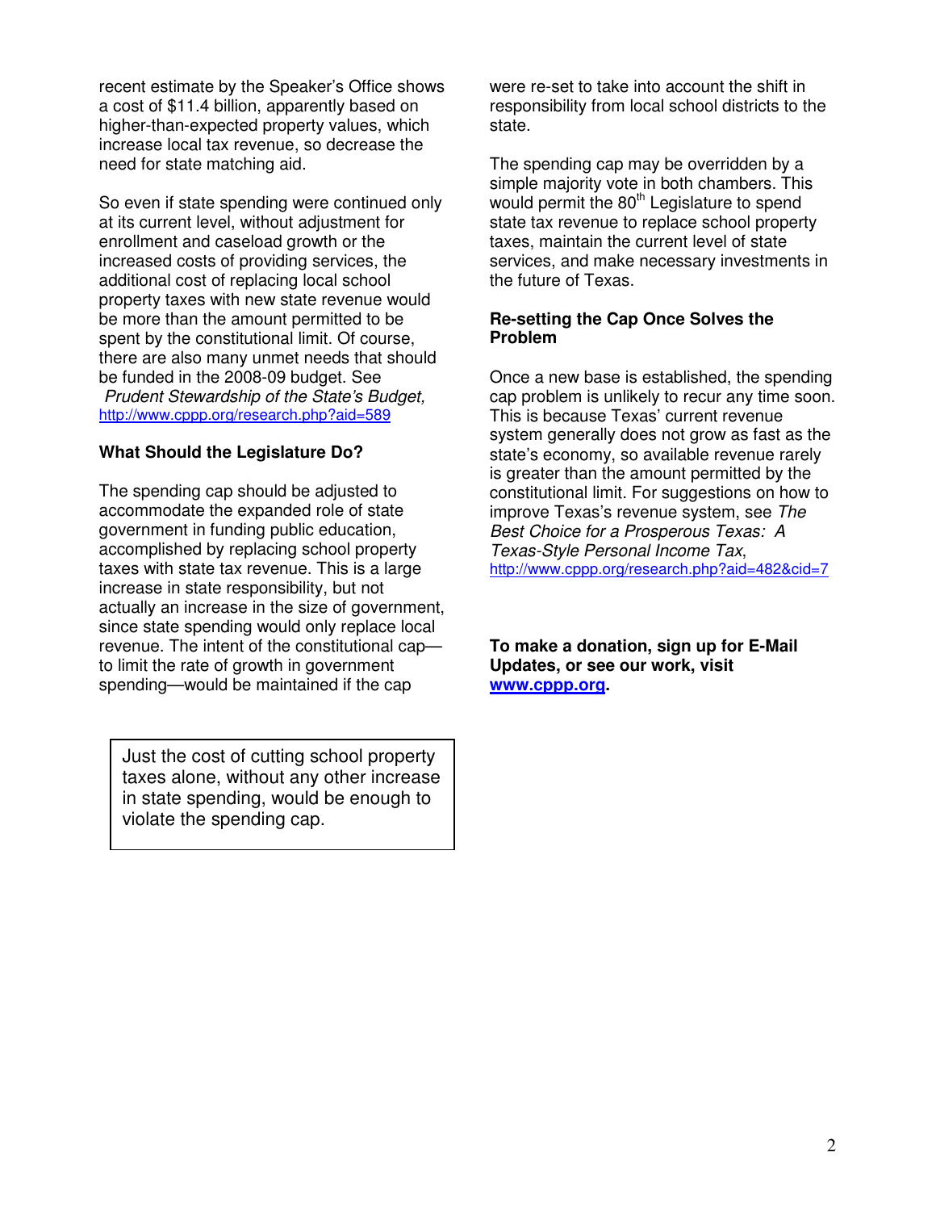recent estimate by the Speaker's Office shows a cost of $11.4 billion, apparently based on higher-than-expected property values, which increase local tax revenue, so decrease the need for state matching aid.

So even if state spending were continued only at its current level, without adjustment for enrollment and caseload growth or the increased costs of providing services, the additional cost of replacing local school property taxes with new state revenue would be more than the amount permitted to be spent by the constitutional limit. Of course, there are also many unmet needs that should be funded in the 2008-09 budget. See *Prudent Stewardship of the State's Budget,* http://www.cppp.org/research.php?aid=589

### What Should the Legislature Do?

The spending cap should be adjusted to accommodate the expanded role of state government in funding public education, accomplished by replacing school property taxes with state tax revenue. This is a large increase in state responsibility, but not actually an increase in the size of government, since state spending would only replace local revenue. The intent of the constitutional cap—to limit the rate of growth in government spending—would be maintained if the cap were re-set to take into account the shift in responsibility from local school districts to the state.

> Just the cost of cutting school property taxes alone, without any other increase in state spending, would be enough to violate the spending cap.

The spending cap may be overridden by a simple majority vote in both chambers. This would permit the 80th Legislature to spend state tax revenue to replace school property taxes, maintain the current level of state services, and make necessary investments in the future of Texas.

### Re-setting the Cap Once Solves the Problem

Once a new base is established, the spending cap problem is unlikely to recur any time soon. This is because Texas' current revenue system generally does not grow as fast as the state's economy, so available revenue rarely is greater than the amount permitted by the constitutional limit. For suggestions on how to improve Texas's revenue system, see *The Best Choice for a Prosperous Texas: A Texas-Style Personal Income Tax*, http://www.cppp.org/research.php?aid=482&cid=7

**To make a donation, sign up for E-Mail Updates, or see our work, visit www.cppp.org.**